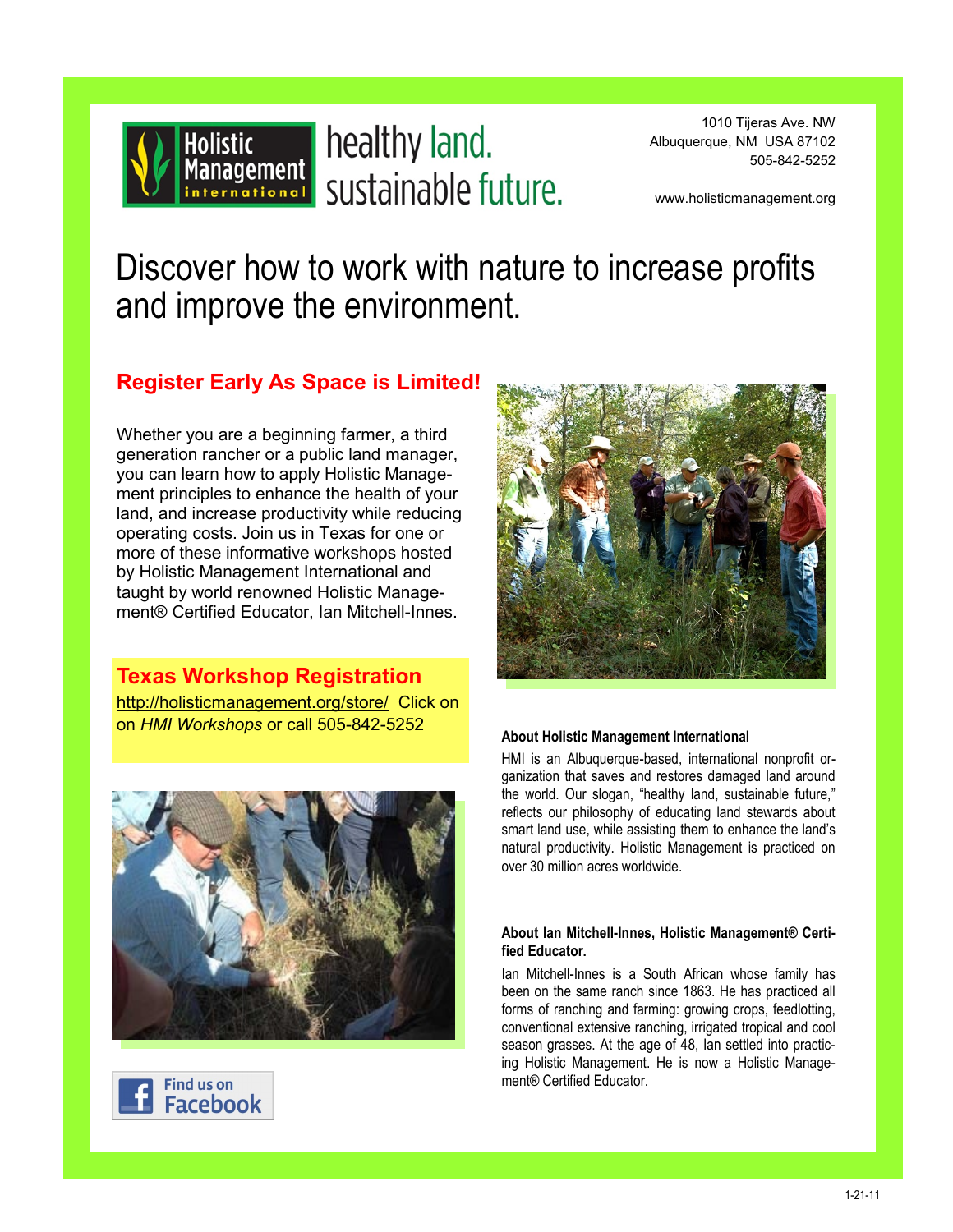Holistic Management international

healthy land. sustainable future.

1010 Tijeras Ave. NW
Albuquerque, NM USA 87102
505-842-5252

www.holisticmanagement.org

# Discover how to work with nature to increase profits and improve the environment.

## Register Early As Space is Limited!

Whether you are a beginning farmer, a third generation rancher or a public land manager, you can learn how to apply Holistic Management principles to enhance the health of your land, and increase productivity while reducing operating costs. Join us in Texas for one or more of these informative workshops hosted by Holistic Management International and taught by world renowned Holistic Management® Certified Educator, Ian Mitchell-Innes.

## Texas Workshop Registration

http://holisticmanagement.org/store/ Click on on *HMI Workshops* or call 505-842-5252

Find us on Facebook

### About Holistic Management International

HMI is an Albuquerque-based, international nonprofit organization that saves and restores damaged land around the world. Our slogan, "healthy land, sustainable future," reflects our philosophy of educating land stewards about smart land use, while assisting them to enhance the land's natural productivity. Holistic Management is practiced on over 30 million acres worldwide.

### About Ian Mitchell-Innes, Holistic Management® Certified Educator.

Ian Mitchell-Innes is a South African whose family has been on the same ranch since 1863. He has practiced all forms of ranching and farming: growing crops, feedlotting, conventional extensive ranching, irrigated tropical and cool season grasses. At the age of 48, Ian settled into practicing Holistic Management. He is now a Holistic Management® Certified Educator.

1-21-11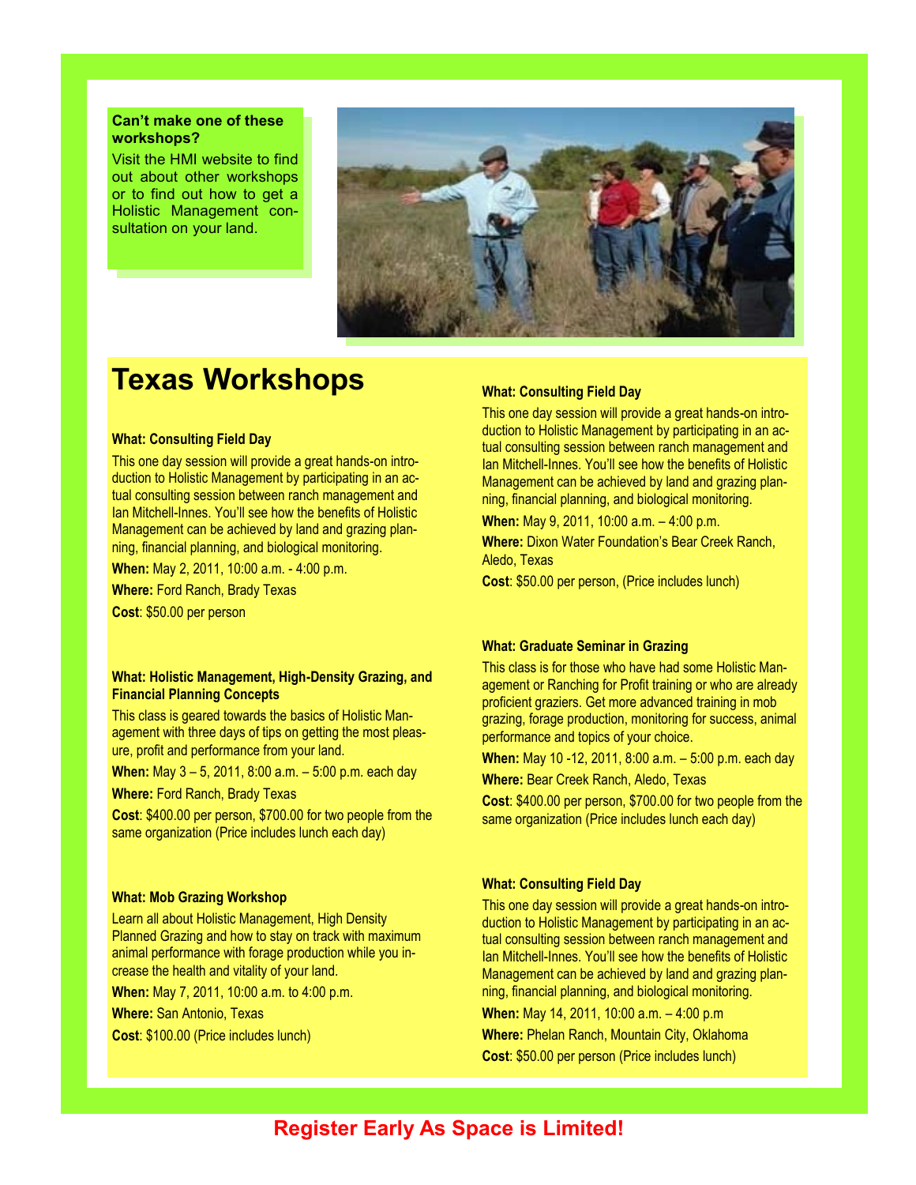**Can't make one of these workshops?**

Visit the HMI website to find out about other workshops or to find out how to get a Holistic Management consultation on your land.

# Texas Workshops

**What: Consulting Field Day**

This one day session will provide a great hands-on introduction to Holistic Management by participating in an actual consulting session between ranch management and Ian Mitchell-Innes. You'll see how the benefits of Holistic Management can be achieved by land and grazing planning, financial planning, and biological monitoring.

**When:** May 2, 2011, 10:00 a.m. - 4:00 p.m.

**Where:** Ford Ranch, Brady Texas

**Cost**: $50.00 per person

**What: Holistic Management, High-Density Grazing, and Financial Planning Concepts**

This class is geared towards the basics of Holistic Management with three days of tips on getting the most pleasure, profit and performance from your land.

**When:** May 3 – 5, 2011, 8:00 a.m. – 5:00 p.m. each day

**Where:** Ford Ranch, Brady Texas

**Cost**: $400.00 per person, $700.00 for two people from the same organization (Price includes lunch each day)

**What: Mob Grazing Workshop**

Learn all about Holistic Management, High Density Planned Grazing and how to stay on track with maximum animal performance with forage production while you increase the health and vitality of your land.

**When:** May 7, 2011, 10:00 a.m. to 4:00 p.m.

**Where:** San Antonio, Texas

**Cost**: $100.00 (Price includes lunch)

**What: Consulting Field Day**

This one day session will provide a great hands-on introduction to Holistic Management by participating in an actual consulting session between ranch management and Ian Mitchell-Innes. You'll see how the benefits of Holistic Management can be achieved by land and grazing planning, financial planning, and biological monitoring.

**When:** May 9, 2011, 10:00 a.m. – 4:00 p.m.

**Where:** Dixon Water Foundation's Bear Creek Ranch, Aledo, Texas

**Cost**: $50.00 per person, (Price includes lunch)

**What: Graduate Seminar in Grazing**

This class is for those who have had some Holistic Management or Ranching for Profit training or who are already proficient graziers. Get more advanced training in mob grazing, forage production, monitoring for success, animal performance and topics of your choice.

**When:** May 10 -12, 2011, 8:00 a.m. – 5:00 p.m. each day

**Where:** Bear Creek Ranch, Aledo, Texas

**Cost**: $400.00 per person, $700.00 for two people from the same organization (Price includes lunch each day)

**What: Consulting Field Day**

This one day session will provide a great hands-on introduction to Holistic Management by participating in an actual consulting session between ranch management and Ian Mitchell-Innes. You'll see how the benefits of Holistic Management can be achieved by land and grazing planning, financial planning, and biological monitoring.

**When:** May 14, 2011, 10:00 a.m. – 4:00 p.m

**Where:** Phelan Ranch, Mountain City, Oklahoma

**Cost**: $50.00 per person (Price includes lunch)

**Register Early As Space is Limited!**